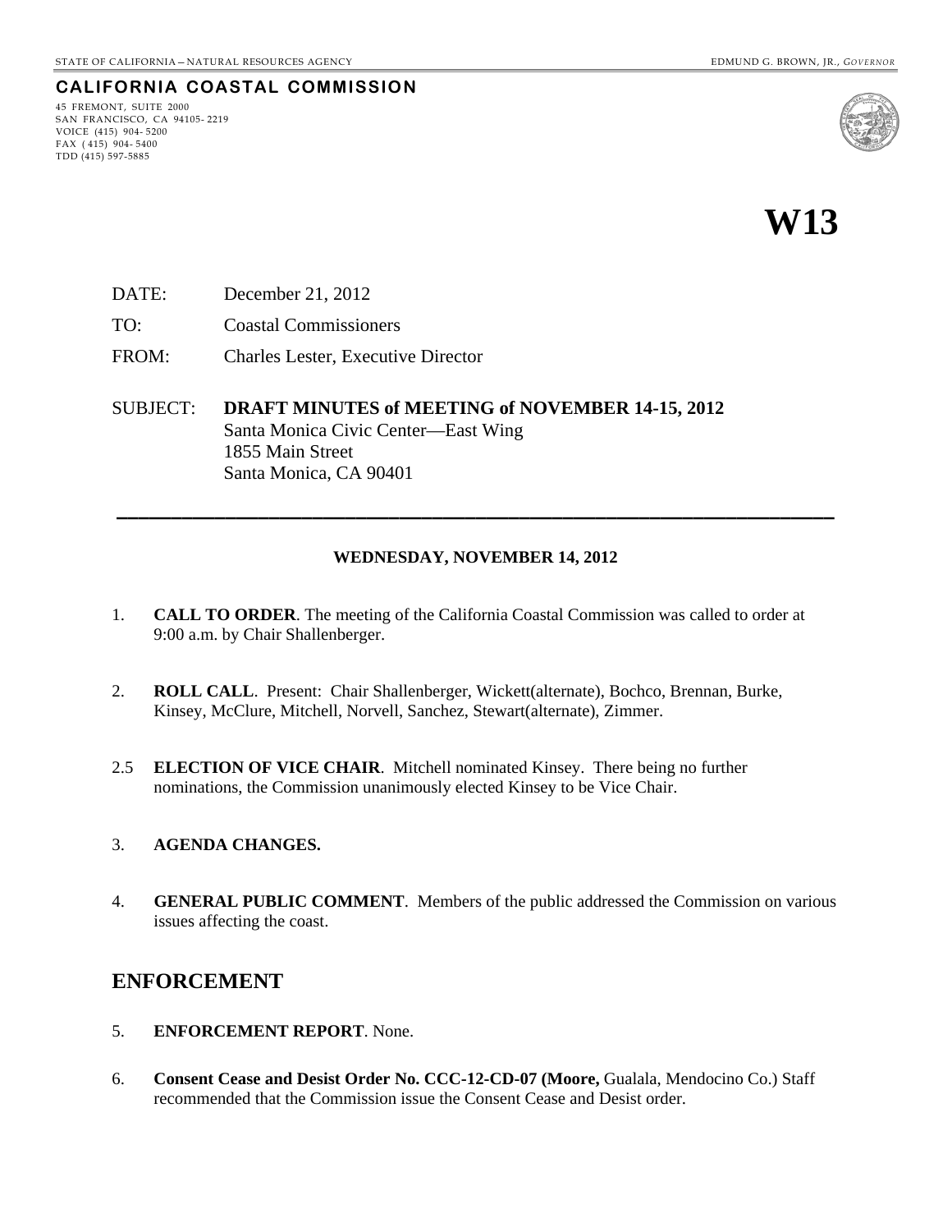STATE OF CALIFORNIA – NATURAL RESOURCES AGENCY — EDMUND G. BROWN, JR., *GOVERNOR*

**CALIFORNIA COASTAL COMMISSION**

45 FREMONT, SUITE 2000
SAN FRANCISCO, CA 94105-2219
VOICE (415) 904-5200
FAX (415) 904-5400
TDD (415) 597-5885

# W13

DATE: December 21, 2012

TO: Coastal Commissioners

FROM: Charles Lester, Executive Director

SUBJECT: **DRAFT MINUTES of MEETING of NOVEMBER 14-15, 2012**
Santa Monica Civic Center—East Wing
1855 Main Street
Santa Monica, CA 90401

---

**WEDNESDAY, NOVEMBER 14, 2012**

1. **CALL TO ORDER**. The meeting of the California Coastal Commission was called to order at 9:00 a.m. by Chair Shallenberger.

2. **ROLL CALL**. Present: Chair Shallenberger, Wickett(alternate), Bochco, Brennan, Burke, Kinsey, McClure, Mitchell, Norvell, Sanchez, Stewart(alternate), Zimmer.

2.5 **ELECTION OF VICE CHAIR**. Mitchell nominated Kinsey. There being no further nominations, the Commission unanimously elected Kinsey to be Vice Chair.

3. **AGENDA CHANGES.**

4. **GENERAL PUBLIC COMMENT**. Members of the public addressed the Commission on various issues affecting the coast.

## ENFORCEMENT

5. **ENFORCEMENT REPORT**. None.

6. **Consent Cease and Desist Order No. CCC-12-CD-07 (Moore,** Gualala, Mendocino Co.) Staff recommended that the Commission issue the Consent Cease and Desist order.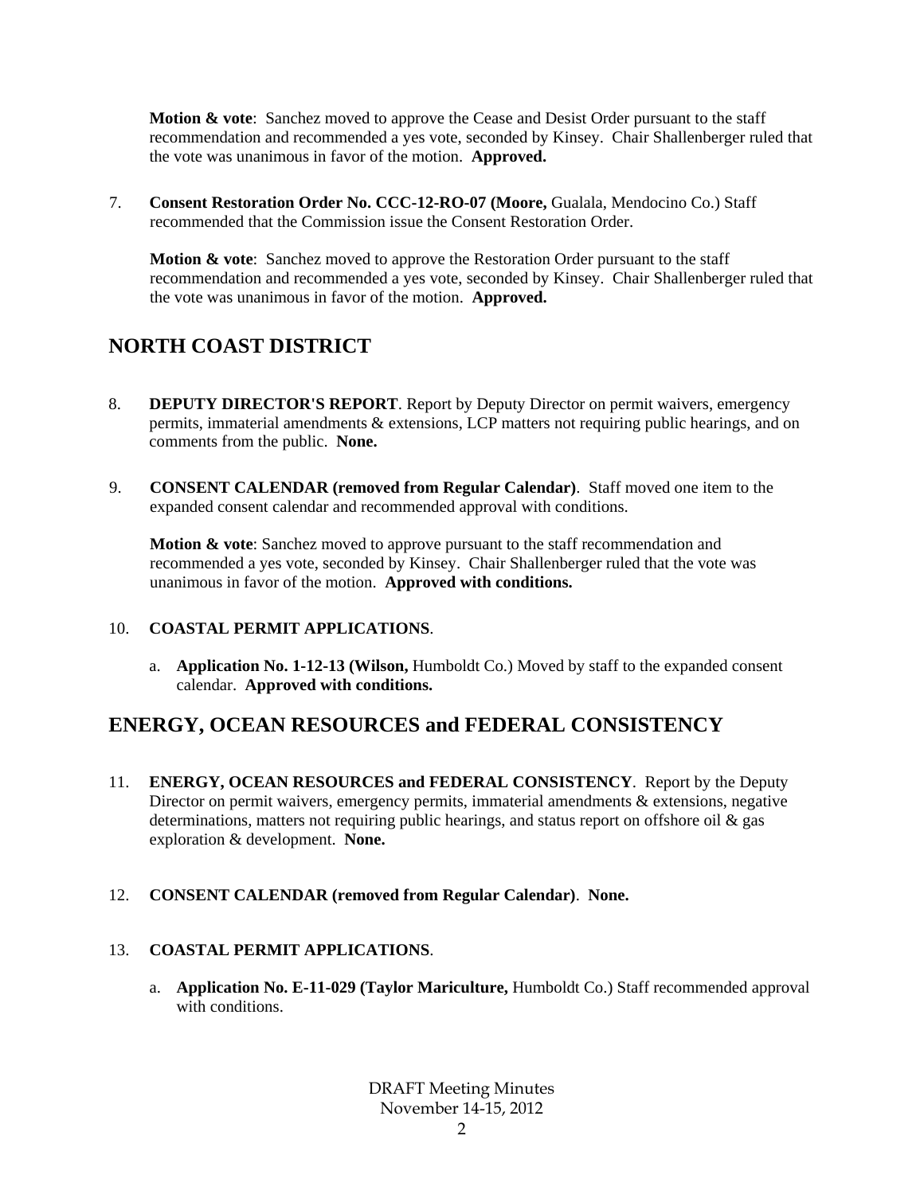**Motion & vote**: Sanchez moved to approve the Cease and Desist Order pursuant to the staff recommendation and recommended a yes vote, seconded by Kinsey. Chair Shallenberger ruled that the vote was unanimous in favor of the motion. **Approved.**

7. **Consent Restoration Order No. CCC-12-RO-07 (Moore,** Gualala, Mendocino Co.) Staff recommended that the Commission issue the Consent Restoration Order.

   **Motion & vote**: Sanchez moved to approve the Restoration Order pursuant to the staff recommendation and recommended a yes vote, seconded by Kinsey. Chair Shallenberger ruled that the vote was unanimous in favor of the motion. **Approved.**

## NORTH COAST DISTRICT

8. **DEPUTY DIRECTOR'S REPORT**. Report by Deputy Director on permit waivers, emergency permits, immaterial amendments & extensions, LCP matters not requiring public hearings, and on comments from the public. **None.**

9. **CONSENT CALENDAR (removed from Regular Calendar)**. Staff moved one item to the expanded consent calendar and recommended approval with conditions.

   **Motion & vote**: Sanchez moved to approve pursuant to the staff recommendation and recommended a yes vote, seconded by Kinsey. Chair Shallenberger ruled that the vote was unanimous in favor of the motion. **Approved with conditions.**

10. **COASTAL PERMIT APPLICATIONS**.

    a. **Application No. 1-12-13 (Wilson,** Humboldt Co.) Moved by staff to the expanded consent calendar. **Approved with conditions.**

## ENERGY, OCEAN RESOURCES and FEDERAL CONSISTENCY

11. **ENERGY, OCEAN RESOURCES and FEDERAL CONSISTENCY**. Report by the Deputy Director on permit waivers, emergency permits, immaterial amendments & extensions, negative determinations, matters not requiring public hearings, and status report on offshore oil & gas exploration & development. **None.**

12. **CONSENT CALENDAR (removed from Regular Calendar)**. **None.**

13. **COASTAL PERMIT APPLICATIONS**.

    a. **Application No. E-11-029 (Taylor Mariculture,** Humboldt Co.) Staff recommended approval with conditions.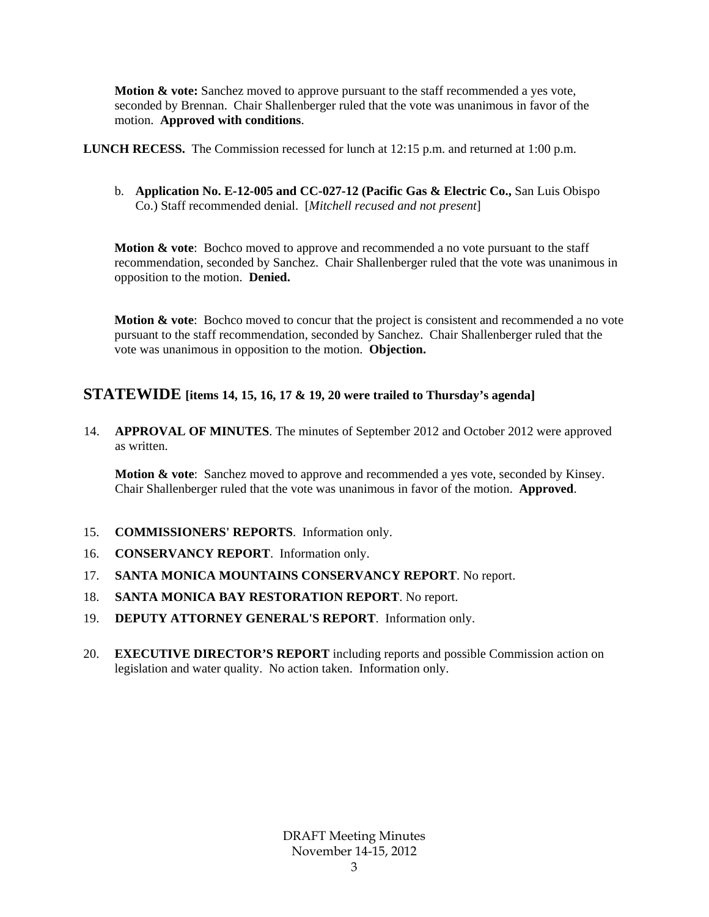**Motion & vote:** Sanchez moved to approve pursuant to the staff recommended a yes vote, seconded by Brennan. Chair Shallenberger ruled that the vote was unanimous in favor of the motion. **Approved with conditions**.

**LUNCH RECESS.** The Commission recessed for lunch at 12:15 p.m. and returned at 1:00 p.m.

b. **Application No. E-12-005 and CC-027-12 (Pacific Gas & Electric Co.,** San Luis Obispo Co.) Staff recommended denial. [*Mitchell recused and not present*]

**Motion & vote**: Bochco moved to approve and recommended a no vote pursuant to the staff recommendation, seconded by Sanchez. Chair Shallenberger ruled that the vote was unanimous in opposition to the motion. **Denied.**

**Motion & vote**: Bochco moved to concur that the project is consistent and recommended a no vote pursuant to the staff recommendation, seconded by Sanchez. Chair Shallenberger ruled that the vote was unanimous in opposition to the motion. **Objection.**

## STATEWIDE [items 14, 15, 16, 17 & 19, 20 were trailed to Thursday's agenda]

14. **APPROVAL OF MINUTES**. The minutes of September 2012 and October 2012 were approved as written.

    **Motion & vote**: Sanchez moved to approve and recommended a yes vote, seconded by Kinsey. Chair Shallenberger ruled that the vote was unanimous in favor of the motion. **Approved**.

15. **COMMISSIONERS' REPORTS**. Information only.
16. **CONSERVANCY REPORT**. Information only.
17. **SANTA MONICA MOUNTAINS CONSERVANCY REPORT**. No report.
18. **SANTA MONICA BAY RESTORATION REPORT**. No report.
19. **DEPUTY ATTORNEY GENERAL'S REPORT**. Information only.
20. **EXECUTIVE DIRECTOR'S REPORT** including reports and possible Commission action on legislation and water quality. No action taken. Information only.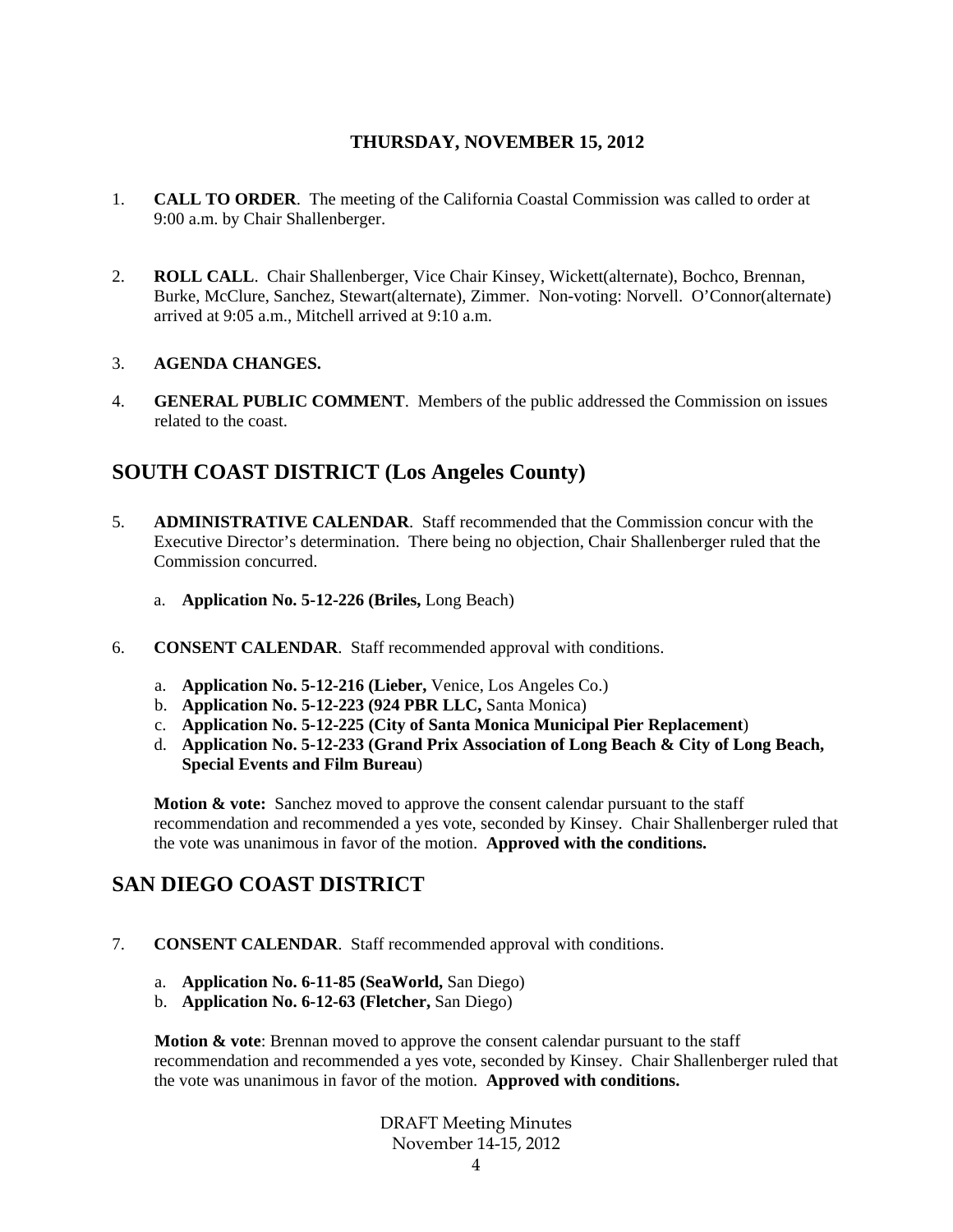**THURSDAY, NOVEMBER 15, 2012**

1. **CALL TO ORDER**. The meeting of the California Coastal Commission was called to order at 9:00 a.m. by Chair Shallenberger.

2. **ROLL CALL**. Chair Shallenberger, Vice Chair Kinsey, Wickett(alternate), Bochco, Brennan, Burke, McClure, Sanchez, Stewart(alternate), Zimmer. Non-voting: Norvell. O'Connor(alternate) arrived at 9:05 a.m., Mitchell arrived at 9:10 a.m.

3. **AGENDA CHANGES.**

4. **GENERAL PUBLIC COMMENT**. Members of the public addressed the Commission on issues related to the coast.

## SOUTH COAST DISTRICT (Los Angeles County)

5. **ADMINISTRATIVE CALENDAR**. Staff recommended that the Commission concur with the Executive Director's determination. There being no objection, Chair Shallenberger ruled that the Commission concurred.

   a. **Application No. 5-12-226 (Briles,** Long Beach)

6. **CONSENT CALENDAR**. Staff recommended approval with conditions.

   a. **Application No. 5-12-216 (Lieber,** Venice, Los Angeles Co.)
   b. **Application No. 5-12-223 (924 PBR LLC,** Santa Monica)
   c. **Application No. 5-12-225 (City of Santa Monica Municipal Pier Replacement**)
   d. **Application No. 5-12-233 (Grand Prix Association of Long Beach & City of Long Beach, Special Events and Film Bureau**)

   **Motion & vote:** Sanchez moved to approve the consent calendar pursuant to the staff recommendation and recommended a yes vote, seconded by Kinsey. Chair Shallenberger ruled that the vote was unanimous in favor of the motion. **Approved with the conditions.**

## SAN DIEGO COAST DISTRICT

7. **CONSENT CALENDAR**. Staff recommended approval with conditions.

   a. **Application No. 6-11-85 (SeaWorld,** San Diego)
   b. **Application No. 6-12-63 (Fletcher,** San Diego)

   **Motion & vote**: Brennan moved to approve the consent calendar pursuant to the staff recommendation and recommended a yes vote, seconded by Kinsey. Chair Shallenberger ruled that the vote was unanimous in favor of the motion. **Approved with conditions.**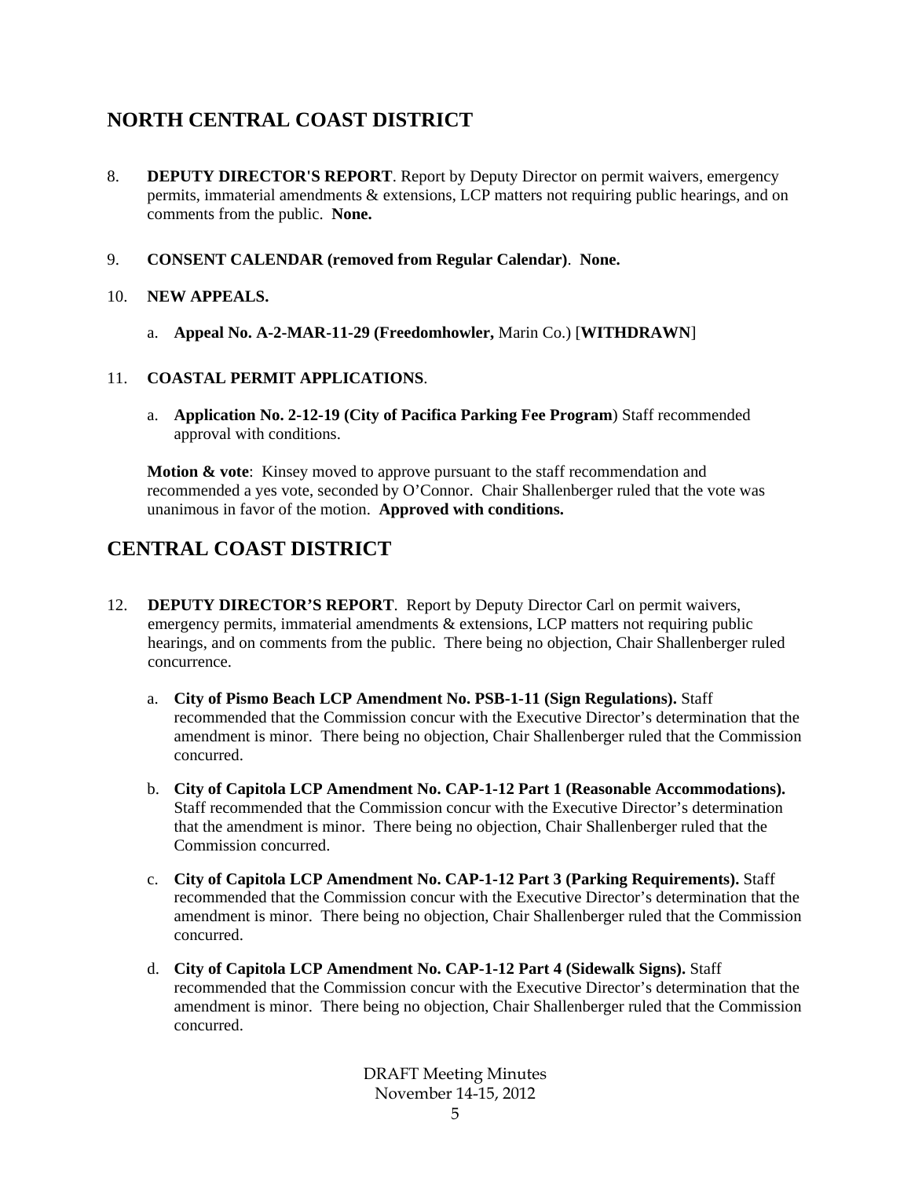## NORTH CENTRAL COAST DISTRICT

8. **DEPUTY DIRECTOR'S REPORT**. Report by Deputy Director on permit waivers, emergency permits, immaterial amendments & extensions, LCP matters not requiring public hearings, and on comments from the public. **None.**

9. **CONSENT CALENDAR (removed from Regular Calendar)**. **None.**

10. **NEW APPEALS.**

    a. **Appeal No. A-2-MAR-11-29 (Freedomhowler,** Marin Co.) [**WITHDRAWN**]

11. **COASTAL PERMIT APPLICATIONS**.

    a. **Application No. 2-12-19 (City of Pacifica Parking Fee Program**) Staff recommended approval with conditions.

    **Motion & vote**: Kinsey moved to approve pursuant to the staff recommendation and recommended a yes vote, seconded by O'Connor. Chair Shallenberger ruled that the vote was unanimous in favor of the motion. **Approved with conditions.**

## CENTRAL COAST DISTRICT

12. **DEPUTY DIRECTOR'S REPORT**. Report by Deputy Director Carl on permit waivers, emergency permits, immaterial amendments & extensions, LCP matters not requiring public hearings, and on comments from the public. There being no objection, Chair Shallenberger ruled concurrence.

    a. **City of Pismo Beach LCP Amendment No. PSB-1-11 (Sign Regulations).** Staff recommended that the Commission concur with the Executive Director's determination that the amendment is minor. There being no objection, Chair Shallenberger ruled that the Commission concurred.

    b. **City of Capitola LCP Amendment No. CAP-1-12 Part 1 (Reasonable Accommodations).** Staff recommended that the Commission concur with the Executive Director's determination that the amendment is minor. There being no objection, Chair Shallenberger ruled that the Commission concurred.

    c. **City of Capitola LCP Amendment No. CAP-1-12 Part 3 (Parking Requirements).** Staff recommended that the Commission concur with the Executive Director's determination that the amendment is minor. There being no objection, Chair Shallenberger ruled that the Commission concurred.

    d. **City of Capitola LCP Amendment No. CAP-1-12 Part 4 (Sidewalk Signs).** Staff recommended that the Commission concur with the Executive Director's determination that the amendment is minor. There being no objection, Chair Shallenberger ruled that the Commission concurred.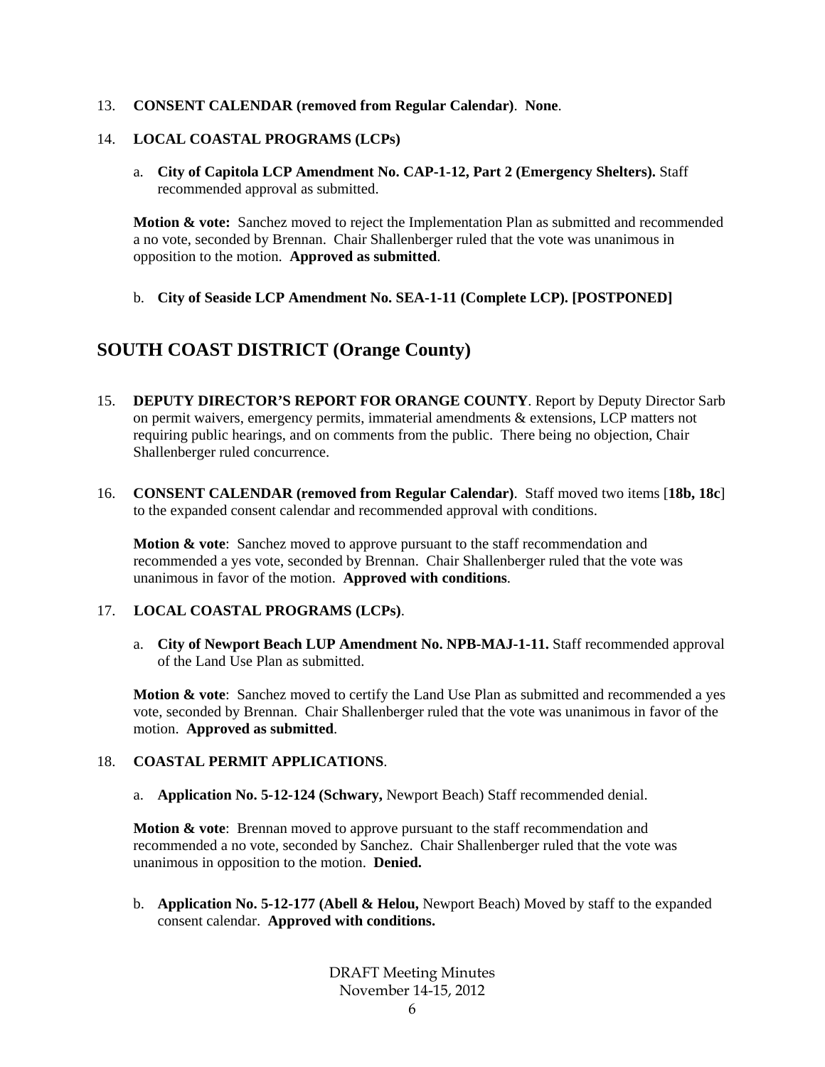13. **CONSENT CALENDAR (removed from Regular Calendar)**. **None**.

14. **LOCAL COASTAL PROGRAMS (LCPs)**

    a. **City of Capitola LCP Amendment No. CAP-1-12, Part 2 (Emergency Shelters).** Staff recommended approval as submitted.

    **Motion & vote:** Sanchez moved to reject the Implementation Plan as submitted and recommended a no vote, seconded by Brennan. Chair Shallenberger ruled that the vote was unanimous in opposition to the motion. **Approved as submitted**.

    b. **City of Seaside LCP Amendment No. SEA-1-11 (Complete LCP). [POSTPONED]**

## SOUTH COAST DISTRICT (Orange County)

15. **DEPUTY DIRECTOR'S REPORT FOR ORANGE COUNTY**. Report by Deputy Director Sarb on permit waivers, emergency permits, immaterial amendments & extensions, LCP matters not requiring public hearings, and on comments from the public. There being no objection, Chair Shallenberger ruled concurrence.

16. **CONSENT CALENDAR (removed from Regular Calendar)**. Staff moved two items [**18b, 18c**] to the expanded consent calendar and recommended approval with conditions.

    **Motion & vote**: Sanchez moved to approve pursuant to the staff recommendation and recommended a yes vote, seconded by Brennan. Chair Shallenberger ruled that the vote was unanimous in favor of the motion. **Approved with conditions**.

17. **LOCAL COASTAL PROGRAMS (LCPs)**.

    a. **City of Newport Beach LUP Amendment No. NPB-MAJ-1-11.** Staff recommended approval of the Land Use Plan as submitted.

    **Motion & vote**: Sanchez moved to certify the Land Use Plan as submitted and recommended a yes vote, seconded by Brennan. Chair Shallenberger ruled that the vote was unanimous in favor of the motion. **Approved as submitted**.

18. **COASTAL PERMIT APPLICATIONS**.

    a. **Application No. 5-12-124 (Schwary,** Newport Beach) Staff recommended denial.

    **Motion & vote**: Brennan moved to approve pursuant to the staff recommendation and recommended a no vote, seconded by Sanchez. Chair Shallenberger ruled that the vote was unanimous in opposition to the motion. **Denied.**

    b. **Application No. 5-12-177 (Abell & Helou,** Newport Beach) Moved by staff to the expanded consent calendar. **Approved with conditions.**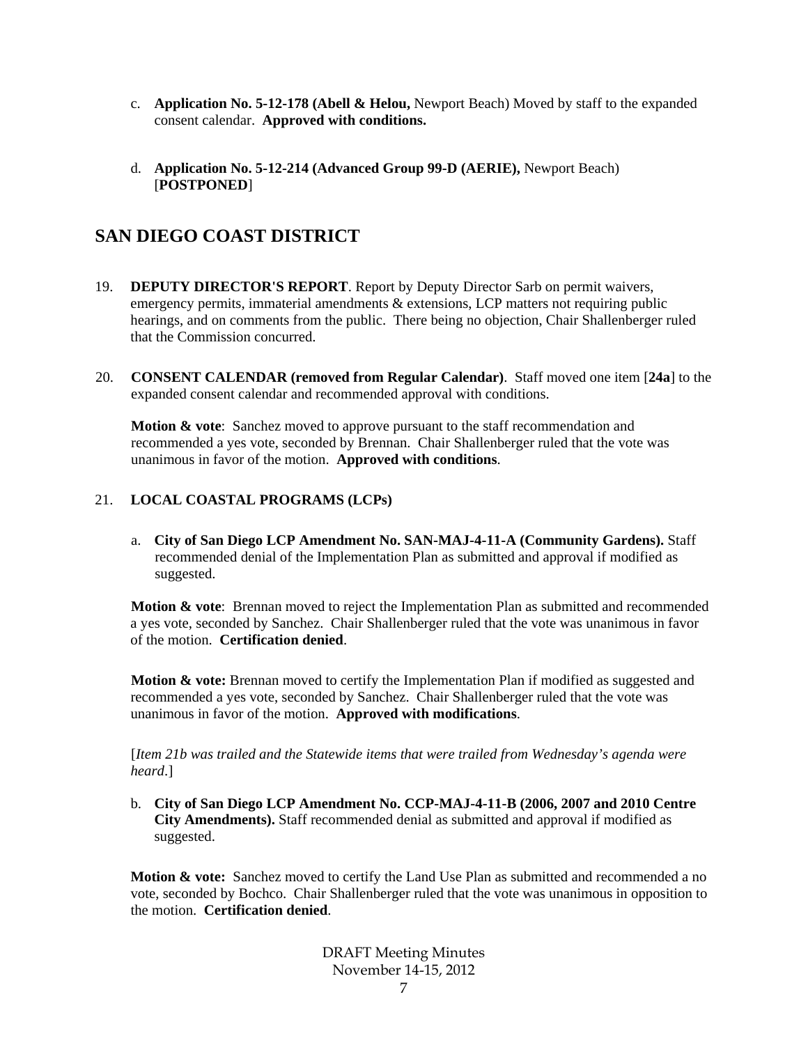c. **Application No. 5-12-178 (Abell & Helou,** Newport Beach) Moved by staff to the expanded consent calendar. **Approved with conditions.**

d. **Application No. 5-12-214 (Advanced Group 99-D (AERIE),** Newport Beach) [**POSTPONED**]

## SAN DIEGO COAST DISTRICT

19. **DEPUTY DIRECTOR'S REPORT**. Report by Deputy Director Sarb on permit waivers, emergency permits, immaterial amendments & extensions, LCP matters not requiring public hearings, and on comments from the public. There being no objection, Chair Shallenberger ruled that the Commission concurred.

20. **CONSENT CALENDAR (removed from Regular Calendar)**. Staff moved one item [**24a**] to the expanded consent calendar and recommended approval with conditions.

    **Motion & vote**: Sanchez moved to approve pursuant to the staff recommendation and recommended a yes vote, seconded by Brennan. Chair Shallenberger ruled that the vote was unanimous in favor of the motion. **Approved with conditions**.

21. **LOCAL COASTAL PROGRAMS (LCPs)**

    a. **City of San Diego LCP Amendment No. SAN-MAJ-4-11-A (Community Gardens).** Staff recommended denial of the Implementation Plan as submitted and approval if modified as suggested.

    **Motion & vote**: Brennan moved to reject the Implementation Plan as submitted and recommended a yes vote, seconded by Sanchez. Chair Shallenberger ruled that the vote was unanimous in favor of the motion. **Certification denied**.

    **Motion & vote:** Brennan moved to certify the Implementation Plan if modified as suggested and recommended a yes vote, seconded by Sanchez. Chair Shallenberger ruled that the vote was unanimous in favor of the motion. **Approved with modifications**.

    [*Item 21b was trailed and the Statewide items that were trailed from Wednesday's agenda were heard.*]

    b. **City of San Diego LCP Amendment No. CCP-MAJ-4-11-B (2006, 2007 and 2010 Centre City Amendments).** Staff recommended denial as submitted and approval if modified as suggested.

    **Motion & vote:** Sanchez moved to certify the Land Use Plan as submitted and recommended a no vote, seconded by Bochco. Chair Shallenberger ruled that the vote was unanimous in opposition to the motion. **Certification denied**.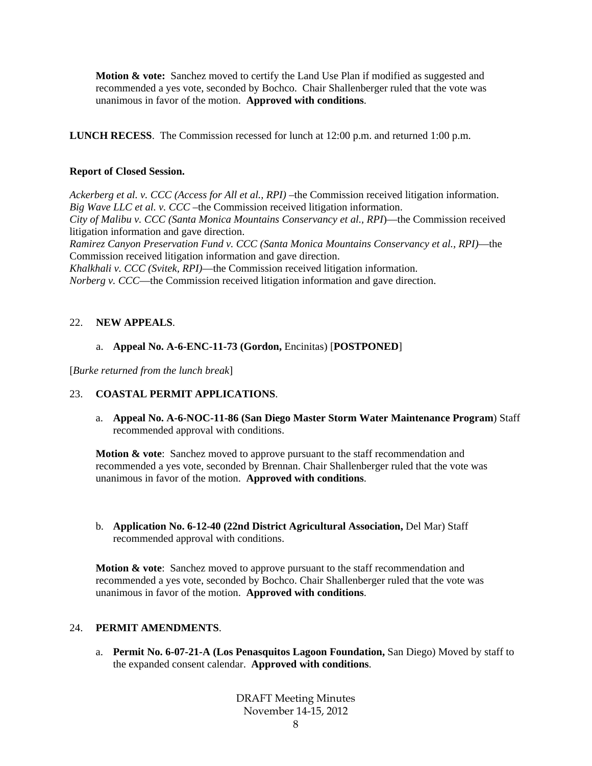**Motion & vote:** Sanchez moved to certify the Land Use Plan if modified as suggested and recommended a yes vote, seconded by Bochco. Chair Shallenberger ruled that the vote was unanimous in favor of the motion. **Approved with conditions**.

**LUNCH RECESS**. The Commission recessed for lunch at 12:00 p.m. and returned 1:00 p.m.

**Report of Closed Session.**

*Ackerberg et al. v. CCC (Access for All et al., RPI)* –the Commission received litigation information.
*Big Wave LLC et al. v. CCC* –the Commission received litigation information.
*City of Malibu v. CCC (Santa Monica Mountains Conservancy et al., RPI*)—the Commission received litigation information and gave direction.
*Ramirez Canyon Preservation Fund v. CCC (Santa Monica Mountains Conservancy et al., RPI)*—the Commission received litigation information and gave direction.
*Khalkhali v. CCC (Svitek, RPI)*—the Commission received litigation information.
*Norberg v. CCC*—the Commission received litigation information and gave direction.

22. **NEW APPEALS**.

a. **Appeal No. A-6-ENC-11-73 (Gordon,** Encinitas) [**POSTPONED**]

[*Burke returned from the lunch break*]

23. **COASTAL PERMIT APPLICATIONS**.

a. **Appeal No. A-6-NOC-11-86 (San Diego Master Storm Water Maintenance Program**) Staff recommended approval with conditions.

**Motion & vote**: Sanchez moved to approve pursuant to the staff recommendation and recommended a yes vote, seconded by Brennan. Chair Shallenberger ruled that the vote was unanimous in favor of the motion. **Approved with conditions**.

b. **Application No. 6-12-40 (22nd District Agricultural Association,** Del Mar) Staff recommended approval with conditions.

**Motion & vote**: Sanchez moved to approve pursuant to the staff recommendation and recommended a yes vote, seconded by Bochco. Chair Shallenberger ruled that the vote was unanimous in favor of the motion. **Approved with conditions**.

24. **PERMIT AMENDMENTS**.

a. **Permit No. 6-07-21-A (Los Penasquitos Lagoon Foundation,** San Diego) Moved by staff to the expanded consent calendar. **Approved with conditions**.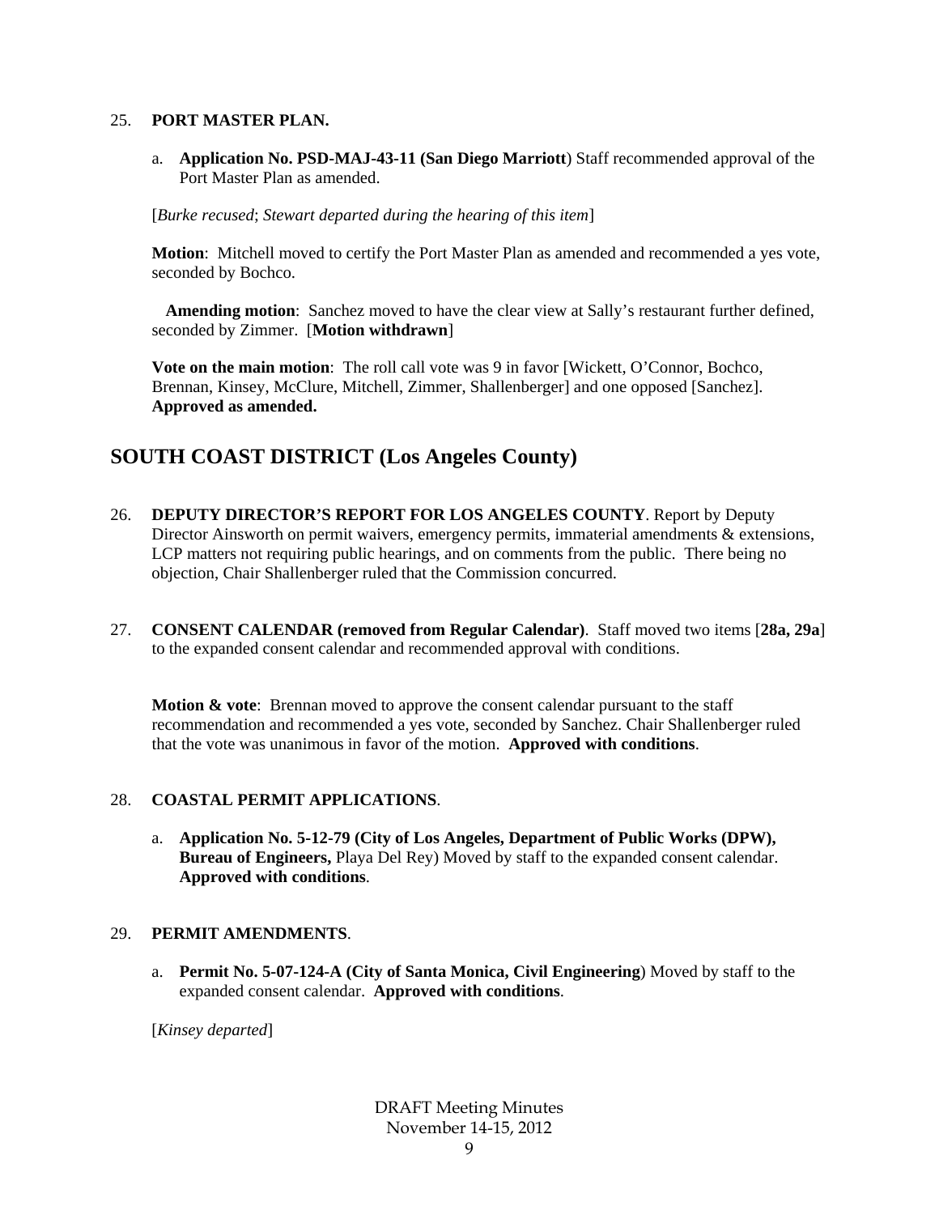25. **PORT MASTER PLAN.**

   a. **Application No. PSD-MAJ-43-11 (San Diego Marriott**) Staff recommended approval of the Port Master Plan as amended.

   [*Burke recused*; *Stewart departed during the hearing of this item*]

   **Motion**: Mitchell moved to certify the Port Master Plan as amended and recommended a yes vote, seconded by Bochco.

   **Amending motion**: Sanchez moved to have the clear view at Sally's restaurant further defined, seconded by Zimmer. [**Motion withdrawn**]

   **Vote on the main motion**: The roll call vote was 9 in favor [Wickett, O'Connor, Bochco, Brennan, Kinsey, McClure, Mitchell, Zimmer, Shallenberger] and one opposed [Sanchez]. **Approved as amended.**

## SOUTH COAST DISTRICT (Los Angeles County)

26. **DEPUTY DIRECTOR'S REPORT FOR LOS ANGELES COUNTY**. Report by Deputy Director Ainsworth on permit waivers, emergency permits, immaterial amendments & extensions, LCP matters not requiring public hearings, and on comments from the public. There being no objection, Chair Shallenberger ruled that the Commission concurred.

27. **CONSENT CALENDAR (removed from Regular Calendar)**. Staff moved two items [**28a, 29a**] to the expanded consent calendar and recommended approval with conditions.

   **Motion & vote**: Brennan moved to approve the consent calendar pursuant to the staff recommendation and recommended a yes vote, seconded by Sanchez. Chair Shallenberger ruled that the vote was unanimous in favor of the motion. **Approved with conditions**.

28. **COASTAL PERMIT APPLICATIONS**.

   a. **Application No. 5-12-79 (City of Los Angeles, Department of Public Works (DPW), Bureau of Engineers,** Playa Del Rey) Moved by staff to the expanded consent calendar. **Approved with conditions**.

29. **PERMIT AMENDMENTS**.

   a. **Permit No. 5-07-124-A (City of Santa Monica, Civil Engineering**) Moved by staff to the expanded consent calendar. **Approved with conditions**.

   [*Kinsey departed*]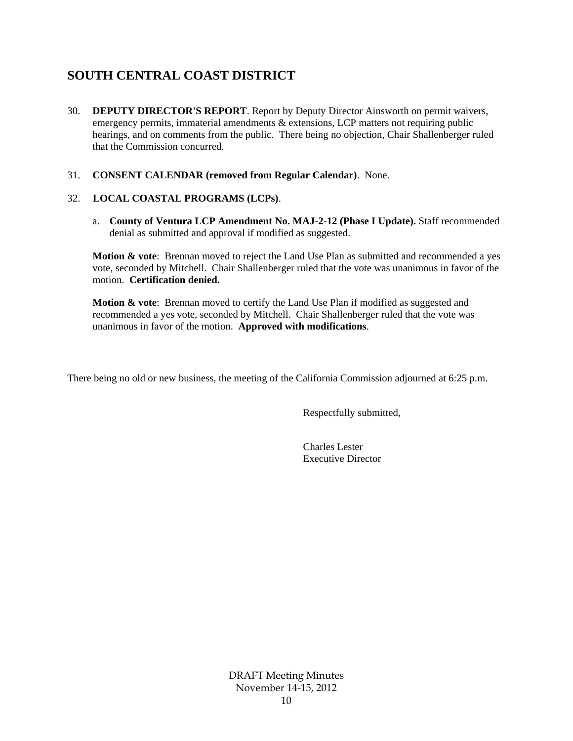## SOUTH CENTRAL COAST DISTRICT

30. **DEPUTY DIRECTOR'S REPORT**. Report by Deputy Director Ainsworth on permit waivers, emergency permits, immaterial amendments & extensions, LCP matters not requiring public hearings, and on comments from the public. There being no objection, Chair Shallenberger ruled that the Commission concurred.

31. **CONSENT CALENDAR (removed from Regular Calendar)**. None.

32. **LOCAL COASTAL PROGRAMS (LCPs)**.

    a. **County of Ventura LCP Amendment No. MAJ-2-12 (Phase I Update).** Staff recommended denial as submitted and approval if modified as suggested.

    **Motion & vote**: Brennan moved to reject the Land Use Plan as submitted and recommended a yes vote, seconded by Mitchell. Chair Shallenberger ruled that the vote was unanimous in favor of the motion. **Certification denied.**

    **Motion & vote**: Brennan moved to certify the Land Use Plan if modified as suggested and recommended a yes vote, seconded by Mitchell. Chair Shallenberger ruled that the vote was unanimous in favor of the motion. **Approved with modifications**.

There being no old or new business, the meeting of the California Commission adjourned at 6:25 p.m.

Respectfully submitted,

Charles Lester
Executive Director